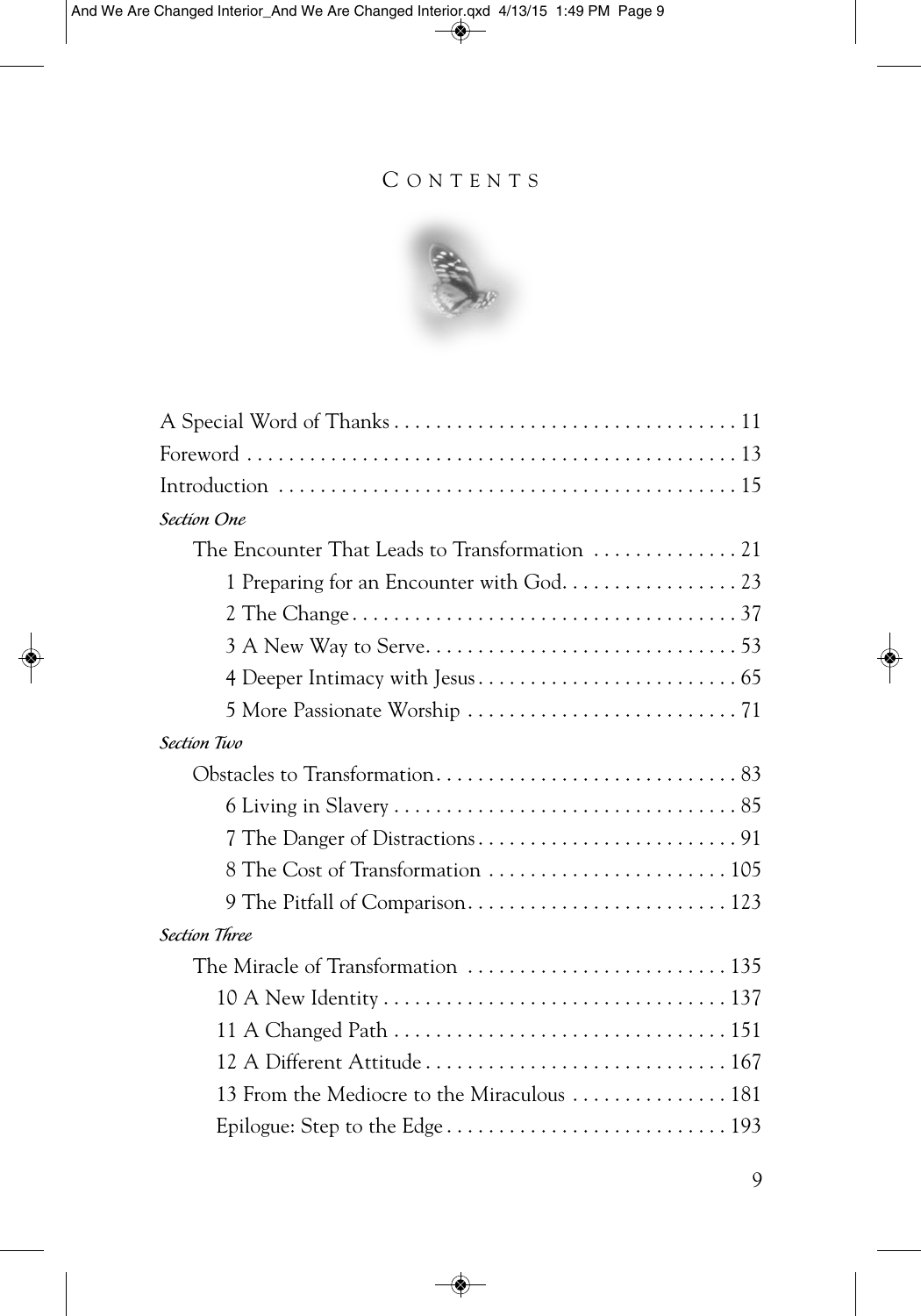# Contents

A Special Word of Thanks . . . . . . . . . . 11

Foreword . . . . . . . . . . 13

Introduction . . . . . . . . . . 15

*Section One*

The Encounter That Leads to Transformation . . . . . . . . . . 21

1 Preparing for an Encounter with God. . . . . . . . . . 23

2 The Change . . . . . . . . . . 37

3 A New Way to Serve. . . . . . . . . . 53

4 Deeper Intimacy with Jesus . . . . . . . . . . 65

5 More Passionate Worship . . . . . . . . . . 71

*Section Two*

Obstacles to Transformation. . . . . . . . . . 83

6 Living in Slavery . . . . . . . . . . 85

7 The Danger of Distractions . . . . . . . . . . 91

8 The Cost of Transformation . . . . . . . . . . 105

9 The Pitfall of Comparison. . . . . . . . . . 123

*Section Three*

The Miracle of Transformation . . . . . . . . . . 135

10 A New Identity . . . . . . . . . . 137

11 A Changed Path . . . . . . . . . . 151

12 A Different Attitude . . . . . . . . . . 167

13 From the Mediocre to the Miraculous . . . . . . . . . . 181

Epilogue: Step to the Edge . . . . . . . . . . 193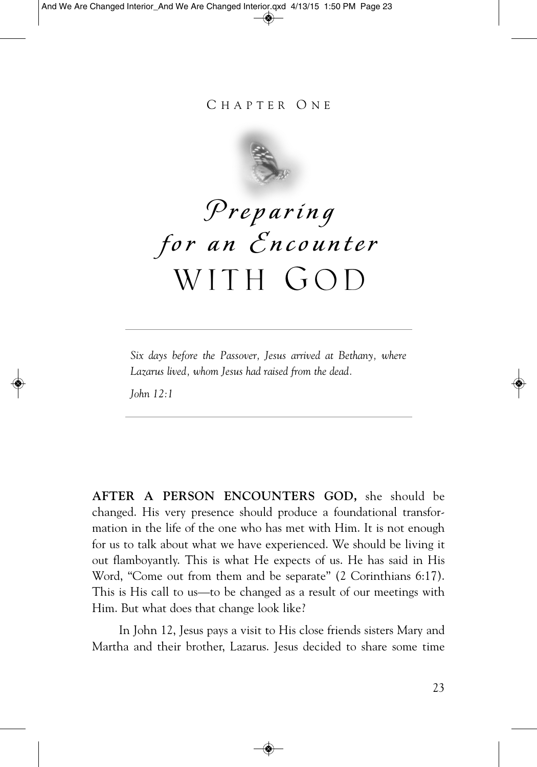CHAPTER ONE

# *Preparing for an Encounter* WITH GOD

*Six days before the Passover, Jesus arrived at Bethany, where Lazarus lived, whom Jesus had raised from the dead.*

*John 12:1*

**AFTER A PERSON ENCOUNTERS GOD,** she should be changed. His very presence should produce a foundational transformation in the life of the one who has met with Him. It is not enough for us to talk about what we have experienced. We should be living it out flamboyantly. This is what He expects of us. He has said in His Word, "Come out from them and be separate" (2 Corinthians 6:17). This is His call to us—to be changed as a result of our meetings with Him. But what does that change look like?

In John 12, Jesus pays a visit to His close friends sisters Mary and Martha and their brother, Lazarus. Jesus decided to share some time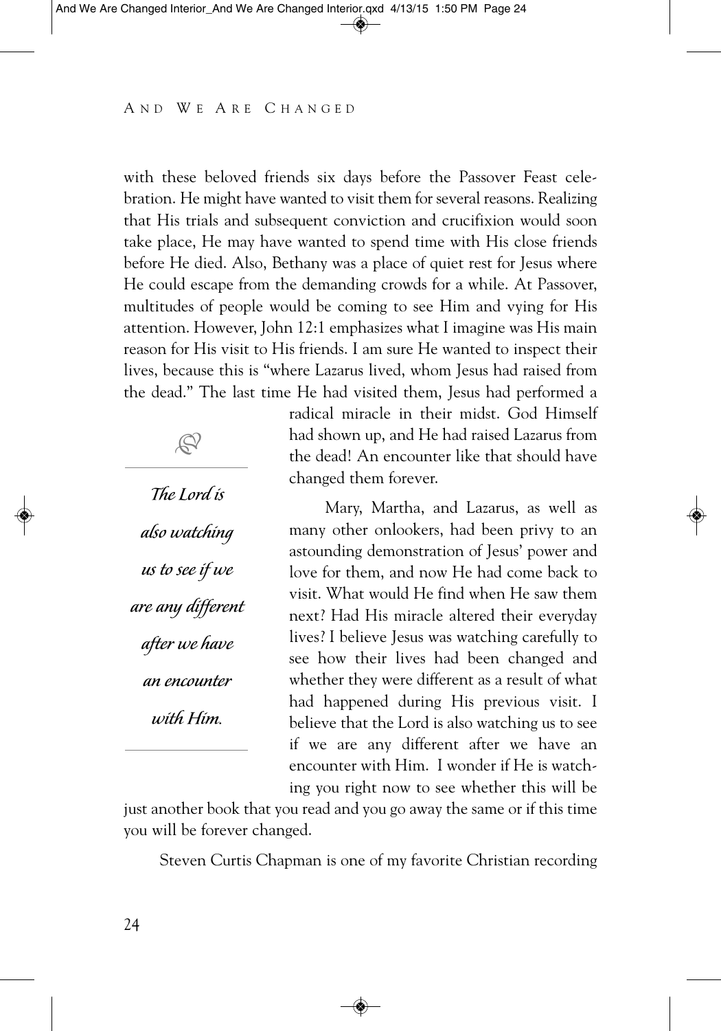with these beloved friends six days before the Passover Feast celebration. He might have wanted to visit them for several reasons. Realizing that His trials and subsequent conviction and crucifixion would soon take place, He may have wanted to spend time with His close friends before He died. Also, Bethany was a place of quiet rest for Jesus where He could escape from the demanding crowds for a while. At Passover, multitudes of people would be coming to see Him and vying for His attention. However, John 12:1 emphasizes what I imagine was His main reason for His visit to His friends. I am sure He wanted to inspect their lives, because this is "where Lazarus lived, whom Jesus had raised from the dead." The last time He had visited them, Jesus had performed a radical miracle in their midst. God Himself had shown up, and He had raised Lazarus from the dead! An encounter like that should have changed them forever.

> *The Lord is also watching us to see if we are any different after we have an encounter with Him.*

Mary, Martha, and Lazarus, as well as many other onlookers, had been privy to an astounding demonstration of Jesus' power and love for them, and now He had come back to visit. What would He find when He saw them next? Had His miracle altered their everyday lives? I believe Jesus was watching carefully to see how their lives had been changed and whether they were different as a result of what had happened during His previous visit. I believe that the Lord is also watching us to see if we are any different after we have an encounter with Him. I wonder if He is watching you right now to see whether this will be just another book that you read and you go away the same or if this time you will be forever changed.

Steven Curtis Chapman is one of my favorite Christian recording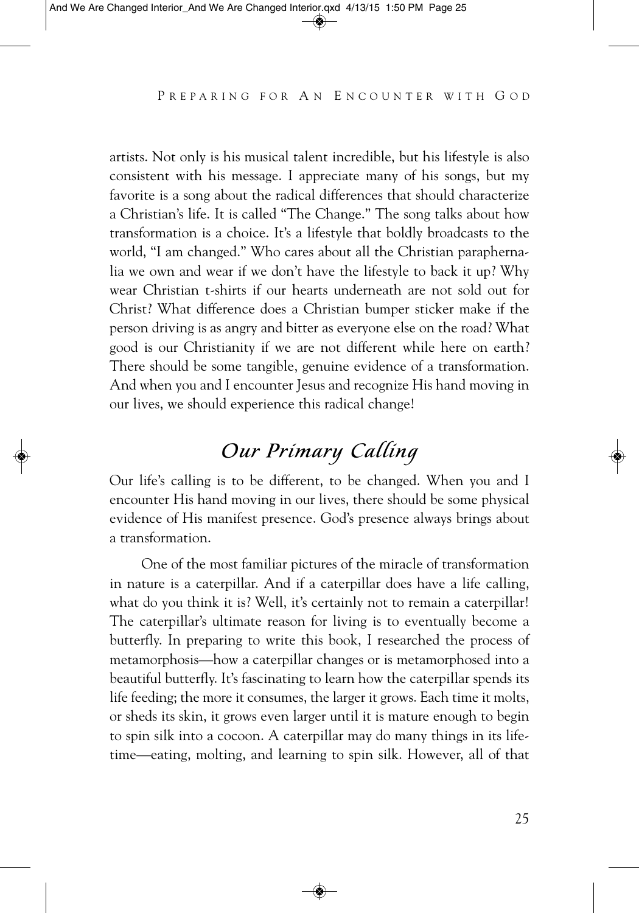artists. Not only is his musical talent incredible, but his lifestyle is also consistent with his message. I appreciate many of his songs, but my favorite is a song about the radical differences that should characterize a Christian's life. It is called "The Change." The song talks about how transformation is a choice. It's a lifestyle that boldly broadcasts to the world, "I am changed." Who cares about all the Christian paraphernalia we own and wear if we don't have the lifestyle to back it up? Why wear Christian t-shirts if our hearts underneath are not sold out for Christ? What difference does a Christian bumper sticker make if the person driving is as angry and bitter as everyone else on the road? What good is our Christianity if we are not different while here on earth? There should be some tangible, genuine evidence of a transformation. And when you and I encounter Jesus and recognize His hand moving in our lives, we should experience this radical change!

## *Our Primary Calling*

Our life's calling is to be different, to be changed. When you and I encounter His hand moving in our lives, there should be some physical evidence of His manifest presence. God's presence always brings about a transformation.

One of the most familiar pictures of the miracle of transformation in nature is a caterpillar. And if a caterpillar does have a life calling, what do you think it is? Well, it's certainly not to remain a caterpillar! The caterpillar's ultimate reason for living is to eventually become a butterfly. In preparing to write this book, I researched the process of metamorphosis—how a caterpillar changes or is metamorphosed into a beautiful butterfly. It's fascinating to learn how the caterpillar spends its life feeding; the more it consumes, the larger it grows. Each time it molts, or sheds its skin, it grows even larger until it is mature enough to begin to spin silk into a cocoon. A caterpillar may do many things in its lifetime—eating, molting, and learning to spin silk. However, all of that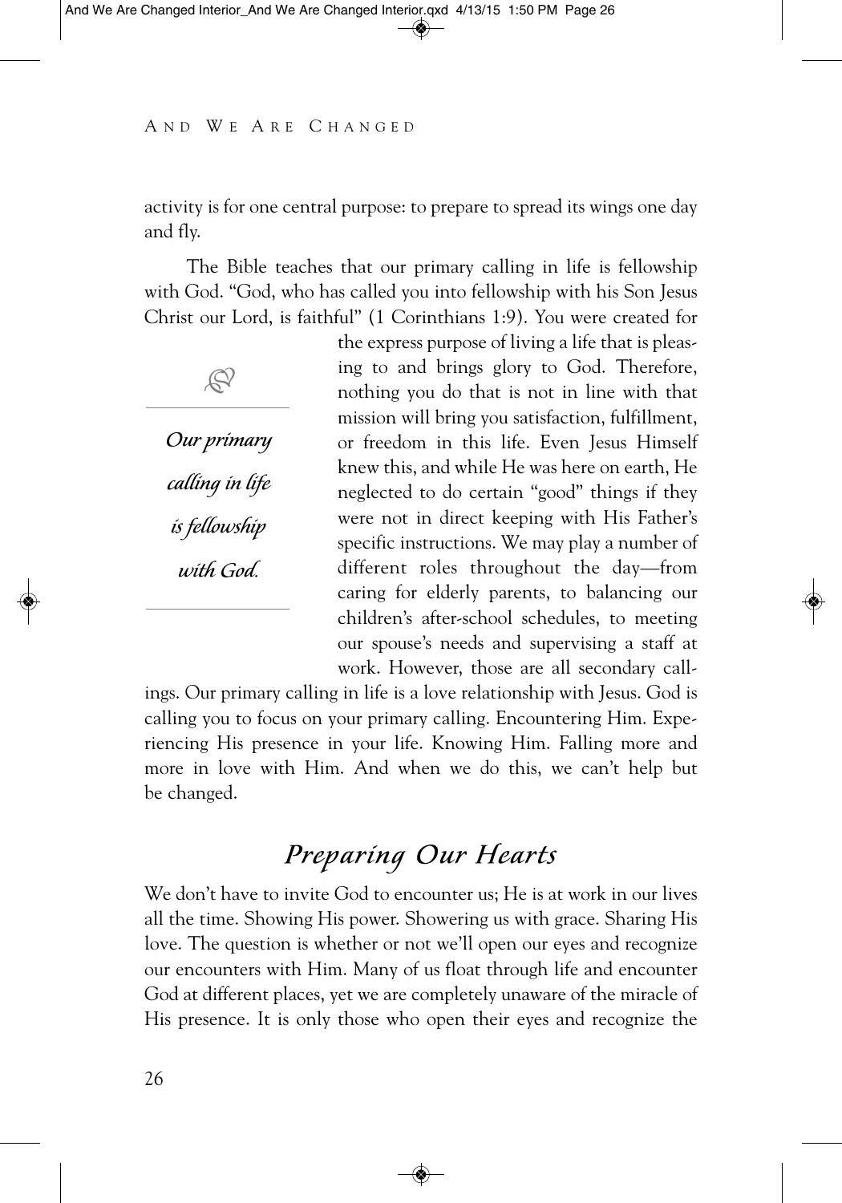activity is for one central purpose: to prepare to spread its wings one day and fly.

The Bible teaches that our primary calling in life is fellowship with God. "God, who has called you into fellowship with his Son Jesus Christ our Lord, is faithful" (1 Corinthians 1:9). You were created for the express purpose of living a life that is pleasing to and brings glory to God. Therefore, nothing you do that is not in line with that mission will bring you satisfaction, fulfillment, or freedom in this life. Even Jesus Himself knew this, and while He was here on earth, He neglected to do certain "good" things if they were not in direct keeping with His Father's specific instructions. We may play a number of different roles throughout the day—from caring for elderly parents, to balancing our children's after-school schedules, to meeting our spouse's needs and supervising a staff at work. However, those are all secondary callings. Our primary calling in life is a love relationship with Jesus. God is calling you to focus on your primary calling. Encountering Him. Experiencing His presence in your life. Knowing Him. Falling more and more in love with Him. And when we do this, we can't help but be changed.

> *Our primary calling in life is fellowship with God.*

## *Preparing Our Hearts*

We don't have to invite God to encounter us; He is at work in our lives all the time. Showing His power. Showering us with grace. Sharing His love. The question is whether or not we'll open our eyes and recognize our encounters with Him. Many of us float through life and encounter God at different places, yet we are completely unaware of the miracle of His presence. It is only those who open their eyes and recognize the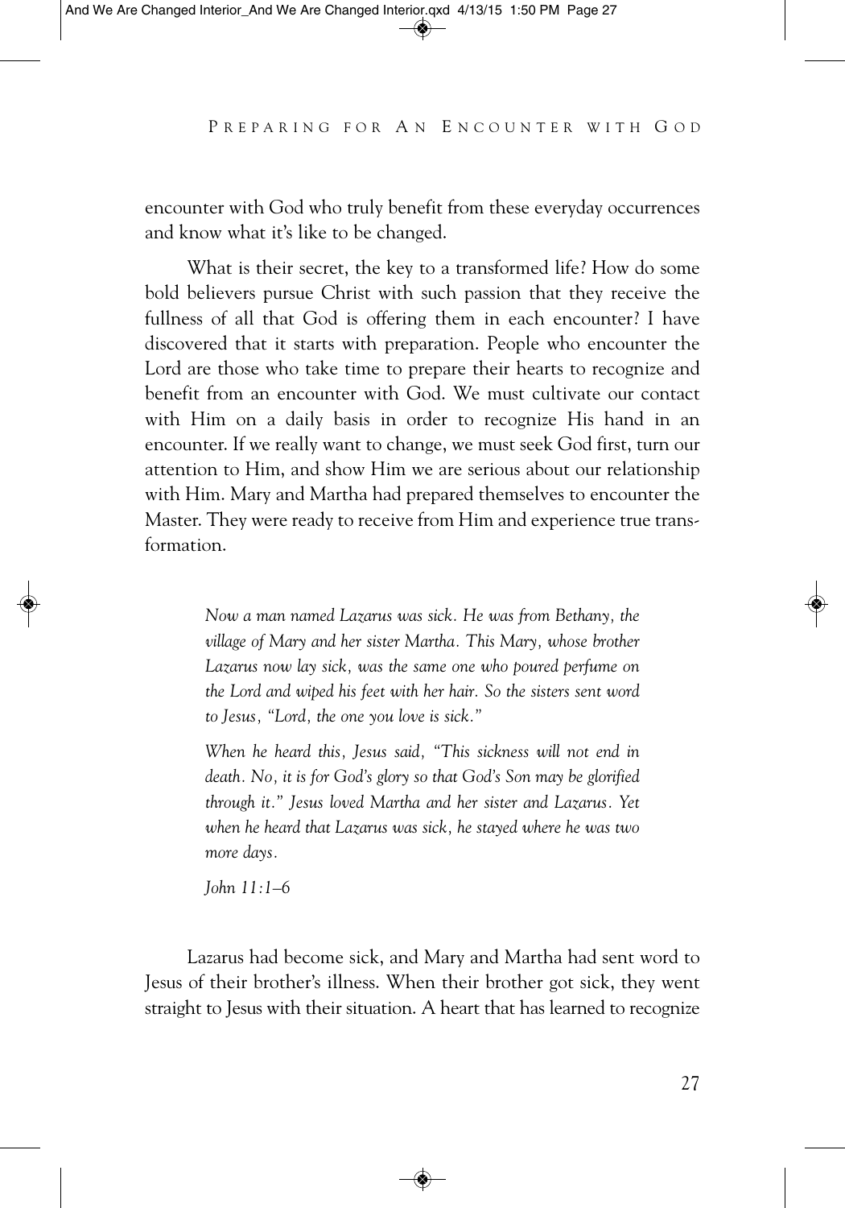encounter with God who truly benefit from these everyday occurrences and know what it's like to be changed.

What is their secret, the key to a transformed life? How do some bold believers pursue Christ with such passion that they receive the fullness of all that God is offering them in each encounter? I have discovered that it starts with preparation. People who encounter the Lord are those who take time to prepare their hearts to recognize and benefit from an encounter with God. We must cultivate our contact with Him on a daily basis in order to recognize His hand in an encounter. If we really want to change, we must seek God first, turn our attention to Him, and show Him we are serious about our relationship with Him. Mary and Martha had prepared themselves to encounter the Master. They were ready to receive from Him and experience true transformation.

> *Now a man named Lazarus was sick. He was from Bethany, the village of Mary and her sister Martha. This Mary, whose brother Lazarus now lay sick, was the same one who poured perfume on the Lord and wiped his feet with her hair. So the sisters sent word to Jesus, "Lord, the one you love is sick."*
>
> *When he heard this, Jesus said, "This sickness will not end in death. No, it is for God's glory so that God's Son may be glorified through it." Jesus loved Martha and her sister and Lazarus. Yet when he heard that Lazarus was sick, he stayed where he was two more days.*
>
> *John 11:1–6*

Lazarus had become sick, and Mary and Martha had sent word to Jesus of their brother's illness. When their brother got sick, they went straight to Jesus with their situation. A heart that has learned to recognize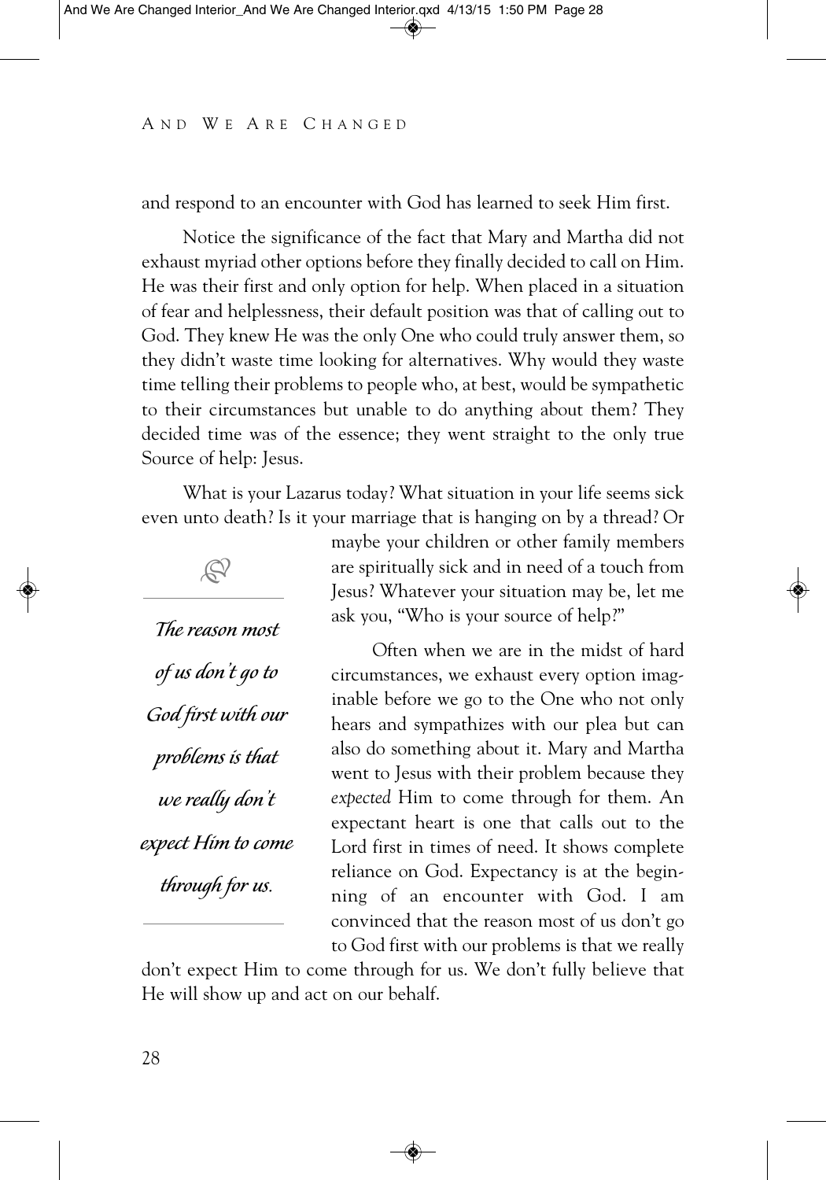and respond to an encounter with God has learned to seek Him first.

Notice the significance of the fact that Mary and Martha did not exhaust myriad other options before they finally decided to call on Him. He was their first and only option for help. When placed in a situation of fear and helplessness, their default position was that of calling out to God. They knew He was the only One who could truly answer them, so they didn't waste time looking for alternatives. Why would they waste time telling their problems to people who, at best, would be sympathetic to their circumstances but unable to do anything about them? They decided time was of the essence; they went straight to the only true Source of help: Jesus.

What is your Lazarus today? What situation in your life seems sick even unto death? Is it your marriage that is hanging on by a thread? Or maybe your children or other family members are spiritually sick and in need of a touch from Jesus? Whatever your situation may be, let me ask you, "Who is your source of help?"

> *The reason most of us don't go to God first with our problems is that we really don't expect Him to come through for us.*

Often when we are in the midst of hard circumstances, we exhaust every option imaginable before we go to the One who not only hears and sympathizes with our plea but can also do something about it. Mary and Martha went to Jesus with their problem because they *expected* Him to come through for them. An expectant heart is one that calls out to the Lord first in times of need. It shows complete reliance on God. Expectancy is at the beginning of an encounter with God. I am convinced that the reason most of us don't go to God first with our problems is that we really don't expect Him to come through for us. We don't fully believe that He will show up and act on our behalf.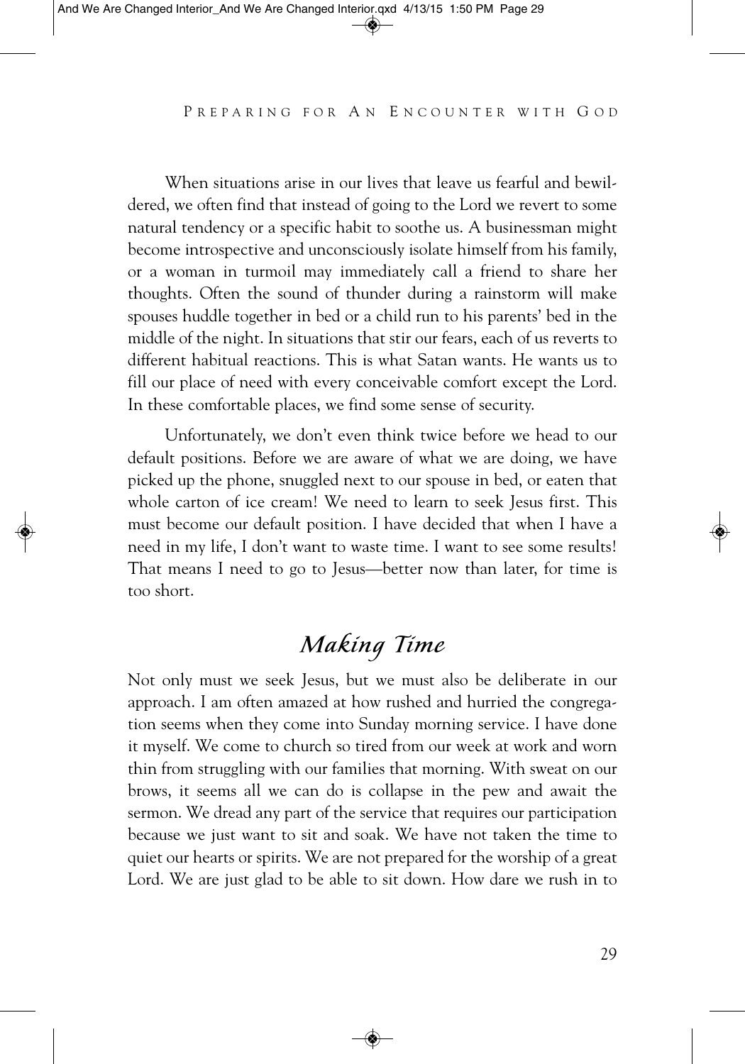When situations arise in our lives that leave us fearful and bewildered, we often find that instead of going to the Lord we revert to some natural tendency or a specific habit to soothe us. A businessman might become introspective and unconsciously isolate himself from his family, or a woman in turmoil may immediately call a friend to share her thoughts. Often the sound of thunder during a rainstorm will make spouses huddle together in bed or a child run to his parents' bed in the middle of the night. In situations that stir our fears, each of us reverts to different habitual reactions. This is what Satan wants. He wants us to fill our place of need with every conceivable comfort except the Lord. In these comfortable places, we find some sense of security.

Unfortunately, we don't even think twice before we head to our default positions. Before we are aware of what we are doing, we have picked up the phone, snuggled next to our spouse in bed, or eaten that whole carton of ice cream! We need to learn to seek Jesus first. This must become our default position. I have decided that when I have a need in my life, I don't want to waste time. I want to see some results! That means I need to go to Jesus—better now than later, for time is too short.

## *Making Time*

Not only must we seek Jesus, but we must also be deliberate in our approach. I am often amazed at how rushed and hurried the congregation seems when they come into Sunday morning service. I have done it myself. We come to church so tired from our week at work and worn thin from struggling with our families that morning. With sweat on our brows, it seems all we can do is collapse in the pew and await the sermon. We dread any part of the service that requires our participation because we just want to sit and soak. We have not taken the time to quiet our hearts or spirits. We are not prepared for the worship of a great Lord. We are just glad to be able to sit down. How dare we rush in to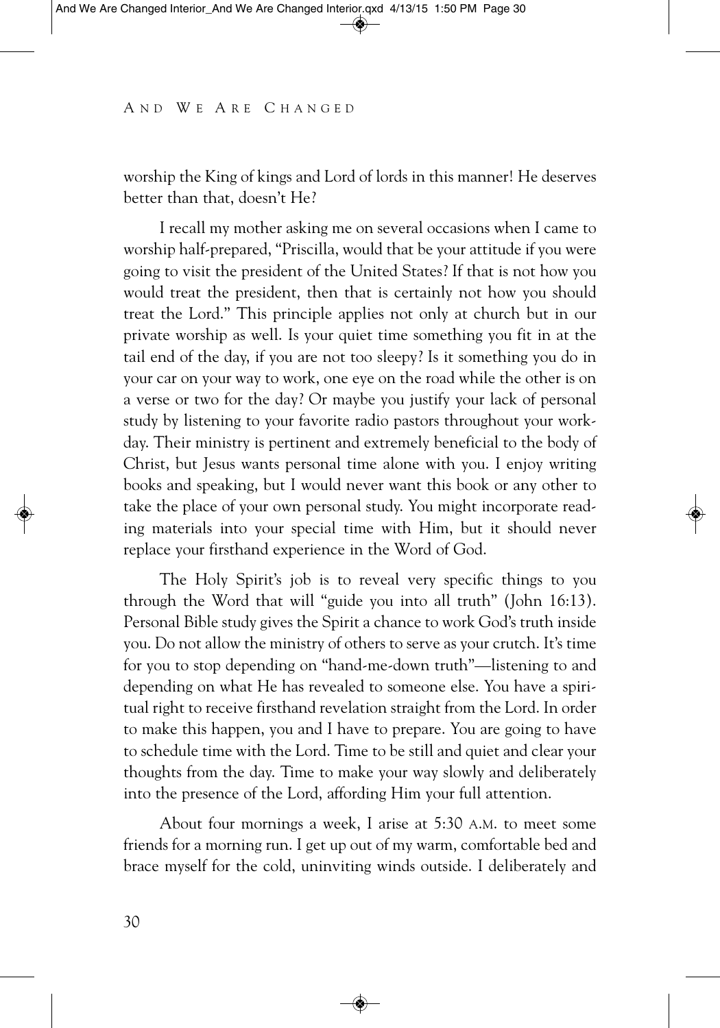worship the King of kings and Lord of lords in this manner! He deserves better than that, doesn't He?

I recall my mother asking me on several occasions when I came to worship half-prepared, "Priscilla, would that be your attitude if you were going to visit the president of the United States? If that is not how you would treat the president, then that is certainly not how you should treat the Lord." This principle applies not only at church but in our private worship as well. Is your quiet time something you fit in at the tail end of the day, if you are not too sleepy? Is it something you do in your car on your way to work, one eye on the road while the other is on a verse or two for the day? Or maybe you justify your lack of personal study by listening to your favorite radio pastors throughout your workday. Their ministry is pertinent and extremely beneficial to the body of Christ, but Jesus wants personal time alone with you. I enjoy writing books and speaking, but I would never want this book or any other to take the place of your own personal study. You might incorporate reading materials into your special time with Him, but it should never replace your firsthand experience in the Word of God.

The Holy Spirit's job is to reveal very specific things to you through the Word that will "guide you into all truth" (John 16:13). Personal Bible study gives the Spirit a chance to work God's truth inside you. Do not allow the ministry of others to serve as your crutch. It's time for you to stop depending on "hand-me-down truth"—listening to and depending on what He has revealed to someone else. You have a spiritual right to receive firsthand revelation straight from the Lord. In order to make this happen, you and I have to prepare. You are going to have to schedule time with the Lord. Time to be still and quiet and clear your thoughts from the day. Time to make your way slowly and deliberately into the presence of the Lord, affording Him your full attention.

About four mornings a week, I arise at 5:30 A.M. to meet some friends for a morning run. I get up out of my warm, comfortable bed and brace myself for the cold, uninviting winds outside. I deliberately and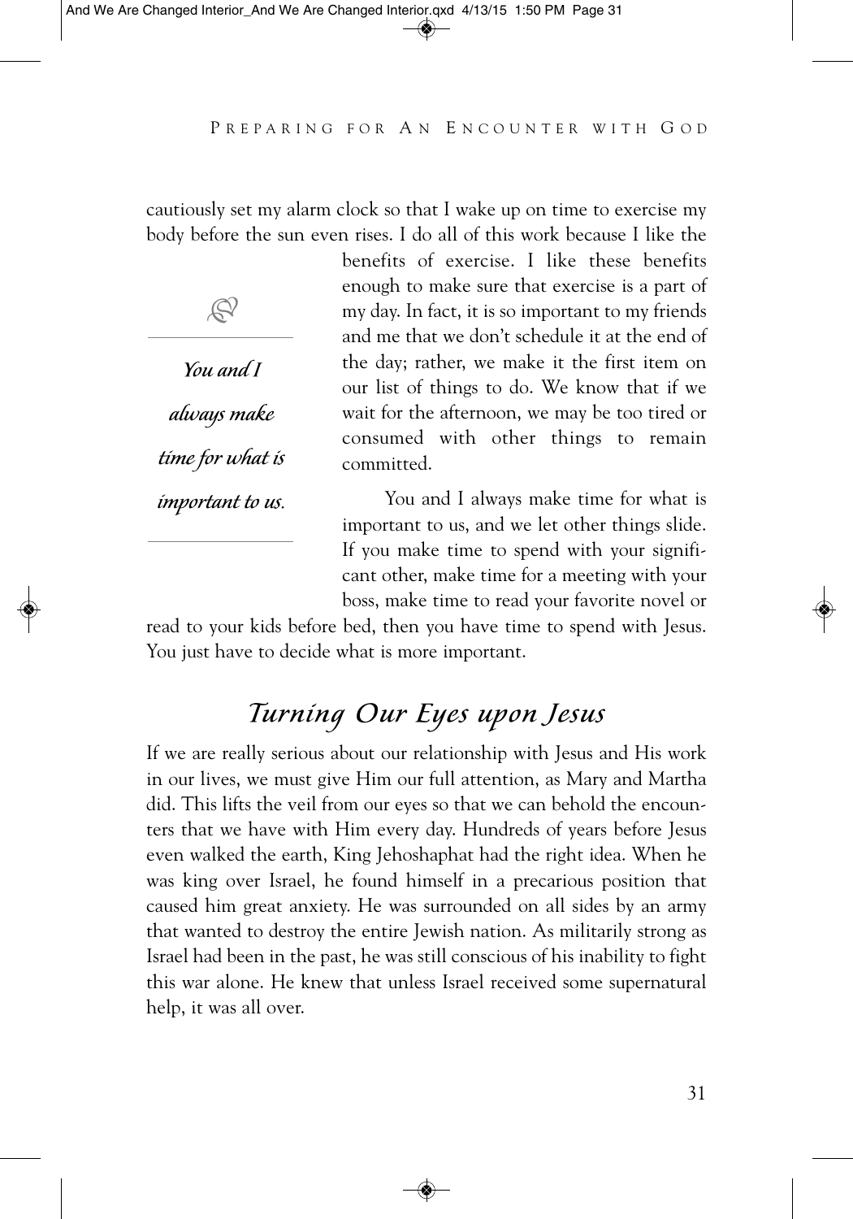cautiously set my alarm clock so that I wake up on time to exercise my body before the sun even rises. I do all of this work because I like the benefits of exercise. I like these benefits enough to make sure that exercise is a part of my day. In fact, it is so important to my friends and me that we don't schedule it at the end of the day; rather, we make it the first item on our list of things to do. We know that if we wait for the afternoon, we may be too tired or consumed with other things to remain committed.

> *You and I always make time for what is important to us.*

You and I always make time for what is important to us, and we let other things slide. If you make time to spend with your significant other, make time for a meeting with your boss, make time to read your favorite novel or read to your kids before bed, then you have time to spend with Jesus. You just have to decide what is more important.

## *Turning Our Eyes upon Jesus*

If we are really serious about our relationship with Jesus and His work in our lives, we must give Him our full attention, as Mary and Martha did. This lifts the veil from our eyes so that we can behold the encounters that we have with Him every day. Hundreds of years before Jesus even walked the earth, King Jehoshaphat had the right idea. When he was king over Israel, he found himself in a precarious position that caused him great anxiety. He was surrounded on all sides by an army that wanted to destroy the entire Jewish nation. As militarily strong as Israel had been in the past, he was still conscious of his inability to fight this war alone. He knew that unless Israel received some supernatural help, it was all over.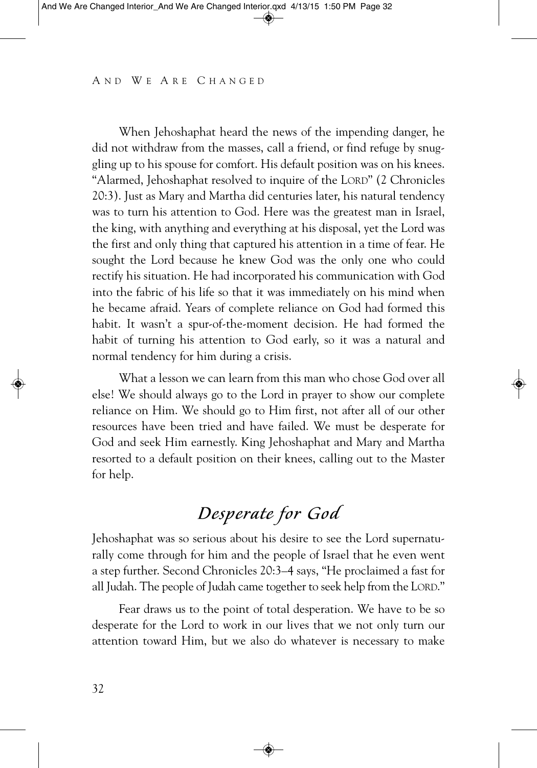When Jehoshaphat heard the news of the impending danger, he did not withdraw from the masses, call a friend, or find refuge by snuggling up to his spouse for comfort. His default position was on his knees. "Alarmed, Jehoshaphat resolved to inquire of the LORD" (2 Chronicles 20:3). Just as Mary and Martha did centuries later, his natural tendency was to turn his attention to God. Here was the greatest man in Israel, the king, with anything and everything at his disposal, yet the Lord was the first and only thing that captured his attention in a time of fear. He sought the Lord because he knew God was the only one who could rectify his situation. He had incorporated his communication with God into the fabric of his life so that it was immediately on his mind when he became afraid. Years of complete reliance on God had formed this habit. It wasn't a spur-of-the-moment decision. He had formed the habit of turning his attention to God early, so it was a natural and normal tendency for him during a crisis.

What a lesson we can learn from this man who chose God over all else! We should always go to the Lord in prayer to show our complete reliance on Him. We should go to Him first, not after all of our other resources have been tried and have failed. We must be desperate for God and seek Him earnestly. King Jehoshaphat and Mary and Martha resorted to a default position on their knees, calling out to the Master for help.

## *Desperate for God*

Jehoshaphat was so serious about his desire to see the Lord supernaturally come through for him and the people of Israel that he even went a step further. Second Chronicles 20:3–4 says, "He proclaimed a fast for all Judah. The people of Judah came together to seek help from the LORD."

Fear draws us to the point of total desperation. We have to be so desperate for the Lord to work in our lives that we not only turn our attention toward Him, but we also do whatever is necessary to make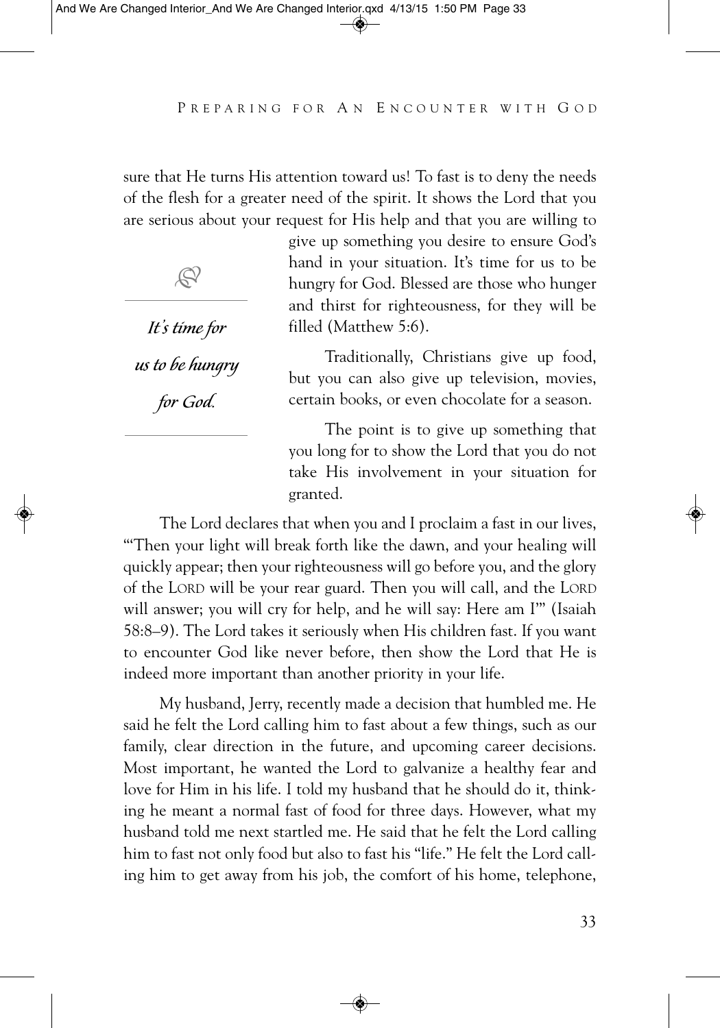sure that He turns His attention toward us! To fast is to deny the needs of the flesh for a greater need of the spirit. It shows the Lord that you are serious about your request for His help and that you are willing to give up something you desire to ensure God's hand in your situation. It's time for us to be hungry for God. Blessed are those who hunger and thirst for righteousness, for they will be filled (Matthew 5:6).

> *It's time for us to be hungry for God.*

Traditionally, Christians give up food, but you can also give up television, movies, certain books, or even chocolate for a season.

The point is to give up something that you long for to show the Lord that you do not take His involvement in your situation for granted.

The Lord declares that when you and I proclaim a fast in our lives, "'Then your light will break forth like the dawn, and your healing will quickly appear; then your righteousness will go before you, and the glory of the LORD will be your rear guard. Then you will call, and the LORD will answer; you will cry for help, and he will say: Here am I'" (Isaiah 58:8–9). The Lord takes it seriously when His children fast. If you want to encounter God like never before, then show the Lord that He is indeed more important than another priority in your life.

My husband, Jerry, recently made a decision that humbled me. He said he felt the Lord calling him to fast about a few things, such as our family, clear direction in the future, and upcoming career decisions. Most important, he wanted the Lord to galvanize a healthy fear and love for Him in his life. I told my husband that he should do it, thinking he meant a normal fast of food for three days. However, what my husband told me next startled me. He said that he felt the Lord calling him to fast not only food but also to fast his "life." He felt the Lord calling him to get away from his job, the comfort of his home, telephone,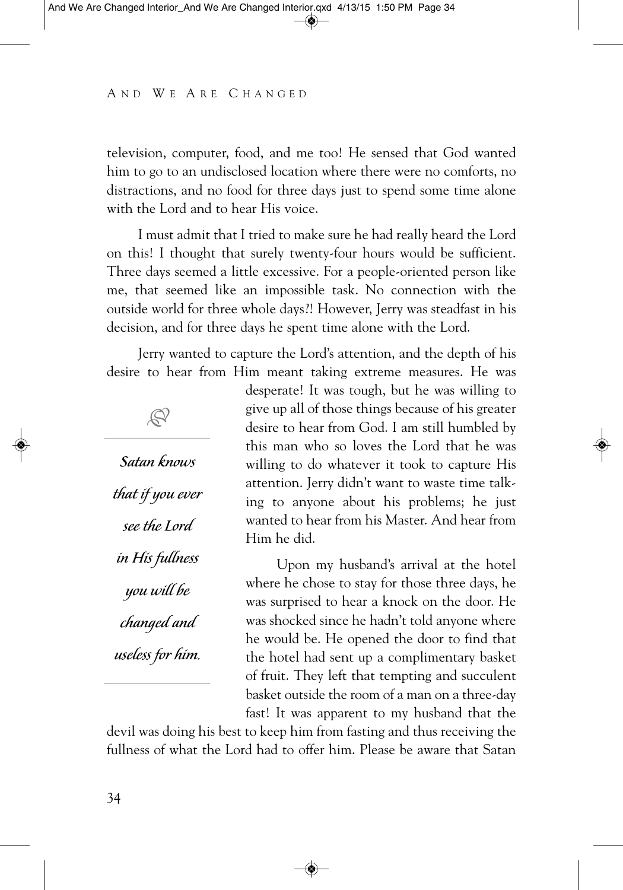television, computer, food, and me too! He sensed that God wanted him to go to an undisclosed location where there were no comforts, no distractions, and no food for three days just to spend some time alone with the Lord and to hear His voice.

I must admit that I tried to make sure he had really heard the Lord on this! I thought that surely twenty-four hours would be sufficient. Three days seemed a little excessive. For a people-oriented person like me, that seemed like an impossible task. No connection with the outside world for three whole days?! However, Jerry was steadfast in his decision, and for three days he spent time alone with the Lord.

Jerry wanted to capture the Lord's attention, and the depth of his desire to hear from Him meant taking extreme measures. He was desperate! It was tough, but he was willing to give up all of those things because of his greater desire to hear from God. I am still humbled by this man who so loves the Lord that he was willing to do whatever it took to capture His attention. Jerry didn't want to waste time talking to anyone about his problems; he just wanted to hear from his Master. And hear from Him he did.

> *Satan knows that if you ever see the Lord in His fullness you will be changed and useless for him.*

Upon my husband's arrival at the hotel where he chose to stay for those three days, he was surprised to hear a knock on the door. He was shocked since he hadn't told anyone where he would be. He opened the door to find that the hotel had sent up a complimentary basket of fruit. They left that tempting and succulent basket outside the room of a man on a three-day fast! It was apparent to my husband that the devil was doing his best to keep him from fasting and thus receiving the fullness of what the Lord had to offer him. Please be aware that Satan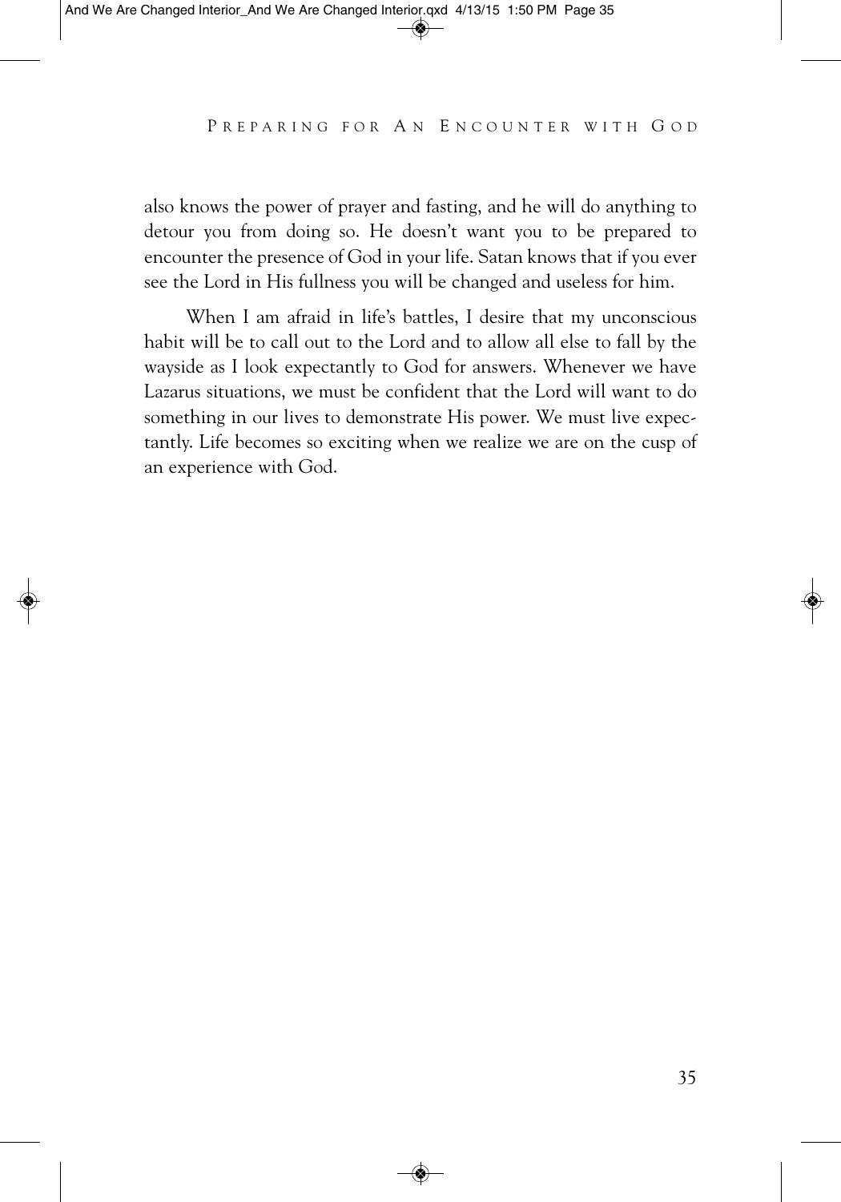also knows the power of prayer and fasting, and he will do anything to detour you from doing so. He doesn't want you to be prepared to encounter the presence of God in your life. Satan knows that if you ever see the Lord in His fullness you will be changed and useless for him.

When I am afraid in life's battles, I desire that my unconscious habit will be to call out to the Lord and to allow all else to fall by the wayside as I look expectantly to God for answers. Whenever we have Lazarus situations, we must be confident that the Lord will want to do something in our lives to demonstrate His power. We must live expectantly. Life becomes so exciting when we realize we are on the cusp of an experience with God.